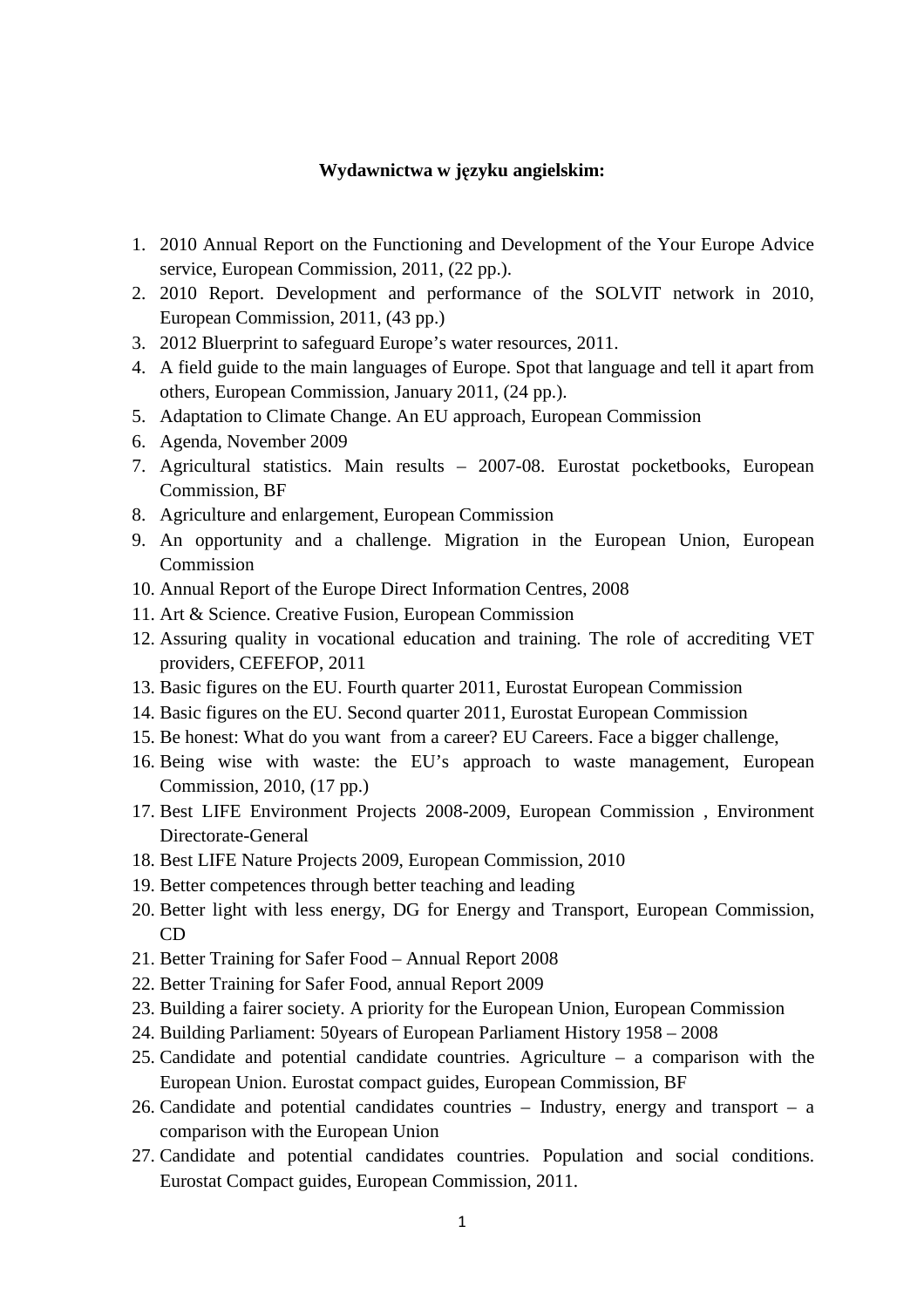**Wydawnictwa w języku angielskim:**

1. 2010 Annual Report on the Functioning and Development of the Your Europe Advice service, European Commission, 2011, (22 pp.).
2. 2010 Report. Development and performance of the SOLVIT network in 2010, European Commission, 2011, (43 pp.)
3. 2012 Bluerprint to safeguard Europe's water resources, 2011.
4. A field guide to the main languages of Europe. Spot that language and tell it apart from others, European Commission, January 2011, (24 pp.).
5. Adaptation to Climate Change. An EU approach, European Commission
6. Agenda, November 2009
7. Agricultural statistics. Main results – 2007-08. Eurostat pocketbooks, European Commission, BF
8. Agriculture and enlargement, European Commission
9. An opportunity and a challenge. Migration in the European Union, European Commission
10. Annual Report of the Europe Direct Information Centres, 2008
11. Art & Science. Creative Fusion, European Commission
12. Assuring quality in vocational education and training. The role of accrediting VET providers, CEFEFOP, 2011
13. Basic figures on the EU. Fourth quarter 2011, Eurostat European Commission
14. Basic figures on the EU. Second quarter 2011, Eurostat European Commission
15. Be honest: What do you want from a career? EU Careers. Face a bigger challenge,
16. Being wise with waste: the EU's approach to waste management, European Commission, 2010, (17 pp.)
17. Best LIFE Environment Projects 2008-2009, European Commission , Environment Directorate-General
18. Best LIFE Nature Projects 2009, European Commission, 2010
19. Better competences through better teaching and leading
20. Better light with less energy, DG for Energy and Transport, European Commission, CD
21. Better Training for Safer Food – Annual Report 2008
22. Better Training for Safer Food, annual Report 2009
23. Building a fairer society. A priority for the European Union, European Commission
24. Building Parliament: 50years of European Parliament History 1958 – 2008
25. Candidate and potential candidate countries. Agriculture – a comparison with the European Union. Eurostat compact guides, European Commission, BF
26. Candidate and potential candidates countries – Industry, energy and transport – a comparison with the European Union
27. Candidate and potential candidates countries. Population and social conditions. Eurostat Compact guides, European Commission, 2011.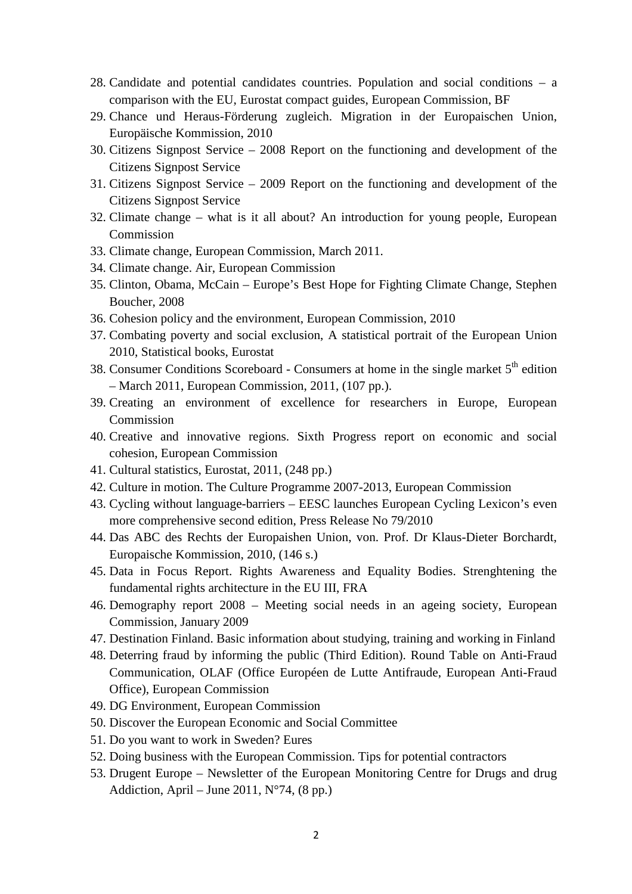28. Candidate and potential candidates countries. Population and social conditions – a comparison with the EU, Eurostat compact guides, European Commission, BF
29. Chance und Heraus-Förderung zugleich. Migration in der Europaischen Union, Europäische Kommission, 2010
30. Citizens Signpost Service – 2008 Report on the functioning and development of the Citizens Signpost Service
31. Citizens Signpost Service – 2009 Report on the functioning and development of the Citizens Signpost Service
32. Climate change – what is it all about? An introduction for young people, European Commission
33. Climate change, European Commission, March 2011.
34. Climate change. Air, European Commission
35. Clinton, Obama, McCain – Europe's Best Hope for Fighting Climate Change, Stephen Boucher, 2008
36. Cohesion policy and the environment, European Commission, 2010
37. Combating poverty and social exclusion, A statistical portrait of the European Union 2010, Statistical books, Eurostat
38. Consumer Conditions Scoreboard - Consumers at home in the single market 5th edition – March 2011, European Commission, 2011, (107 pp.).
39. Creating an environment of excellence for researchers in Europe, European Commission
40. Creative and innovative regions. Sixth Progress report on economic and social cohesion, European Commission
41. Cultural statistics, Eurostat, 2011, (248 pp.)
42. Culture in motion. The Culture Programme 2007-2013, European Commission
43. Cycling without language-barriers – EESC launches European Cycling Lexicon's even more comprehensive second edition, Press Release No 79/2010
44. Das ABC des Rechts der Europaishen Union, von. Prof. Dr Klaus-Dieter Borchardt, Europaische Kommission, 2010, (146 s.)
45. Data in Focus Report. Rights Awareness and Equality Bodies. Strenghtening the fundamental rights architecture in the EU III, FRA
46. Demography report 2008 – Meeting social needs in an ageing society, European Commission, January 2009
47. Destination Finland. Basic information about studying, training and working in Finland
48. Deterring fraud by informing the public (Third Edition). Round Table on Anti-Fraud Communication, OLAF (Office Européen de Lutte Antifraude, European Anti-Fraud Office), European Commission
49. DG Environment, European Commission
50. Discover the European Economic and Social Committee
51. Do you want to work in Sweden? Eures
52. Doing business with the European Commission. Tips for potential contractors
53. Drugent Europe – Newsletter of the European Monitoring Centre for Drugs and drug Addiction, April – June 2011, N°74, (8 pp.)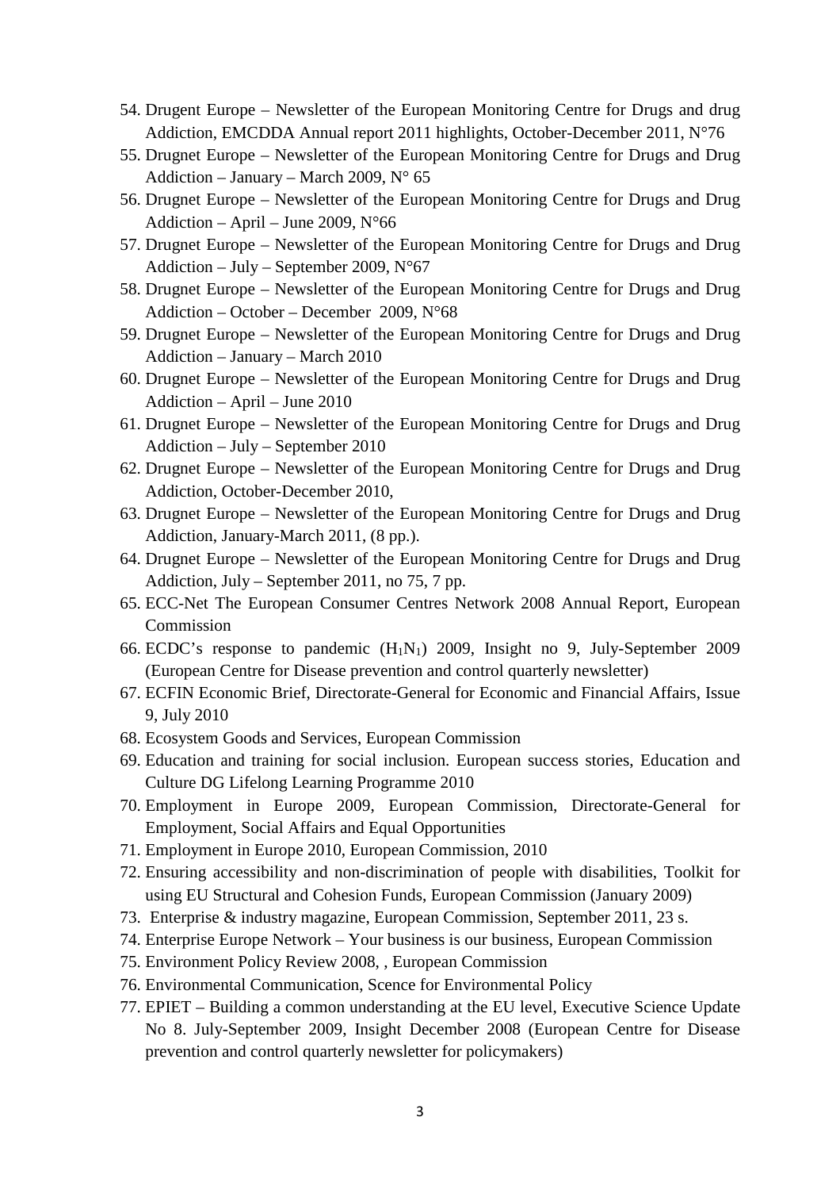54. Drugent Europe – Newsletter of the European Monitoring Centre for Drugs and drug Addiction, EMCDDA Annual report 2011 highlights, October-December 2011, N°76
55. Drugnet Europe – Newsletter of the European Monitoring Centre for Drugs and Drug Addiction – January – March 2009, N° 65
56. Drugnet Europe – Newsletter of the European Monitoring Centre for Drugs and Drug Addiction – April – June 2009, N°66
57. Drugnet Europe – Newsletter of the European Monitoring Centre for Drugs and Drug Addiction – July – September 2009, N°67
58. Drugnet Europe – Newsletter of the European Monitoring Centre for Drugs and Drug Addiction – October – December 2009, N°68
59. Drugnet Europe – Newsletter of the European Monitoring Centre for Drugs and Drug Addiction – January – March 2010
60. Drugnet Europe – Newsletter of the European Monitoring Centre for Drugs and Drug Addiction – April – June 2010
61. Drugnet Europe – Newsletter of the European Monitoring Centre for Drugs and Drug Addiction – July – September 2010
62. Drugnet Europe – Newsletter of the European Monitoring Centre for Drugs and Drug Addiction, October-December 2010,
63. Drugnet Europe – Newsletter of the European Monitoring Centre for Drugs and Drug Addiction, January-March 2011, (8 pp.).
64. Drugnet Europe – Newsletter of the European Monitoring Centre for Drugs and Drug Addiction, July – September 2011, no 75, 7 pp.
65. ECC-Net The European Consumer Centres Network 2008 Annual Report, European Commission
66. ECDC's response to pandemic ($H_1N_1$) 2009, Insight no 9, July-September 2009 (European Centre for Disease prevention and control quarterly newsletter)
67. ECFIN Economic Brief, Directorate-General for Economic and Financial Affairs, Issue 9, July 2010
68. Ecosystem Goods and Services, European Commission
69. Education and training for social inclusion. European success stories, Education and Culture DG Lifelong Learning Programme 2010
70. Employment in Europe 2009, European Commission, Directorate-General for Employment, Social Affairs and Equal Opportunities
71. Employment in Europe 2010, European Commission, 2010
72. Ensuring accessibility and non-discrimination of people with disabilities, Toolkit for using EU Structural and Cohesion Funds, European Commission (January 2009)
73. Enterprise & industry magazine, European Commission, September 2011, 23 s.
74. Enterprise Europe Network – Your business is our business, European Commission
75. Environment Policy Review 2008, , European Commission
76. Environmental Communication, Scence for Environmental Policy
77. EPIET – Building a common understanding at the EU level, Executive Science Update No 8. July-September 2009, Insight December 2008 (European Centre for Disease prevention and control quarterly newsletter for policymakers)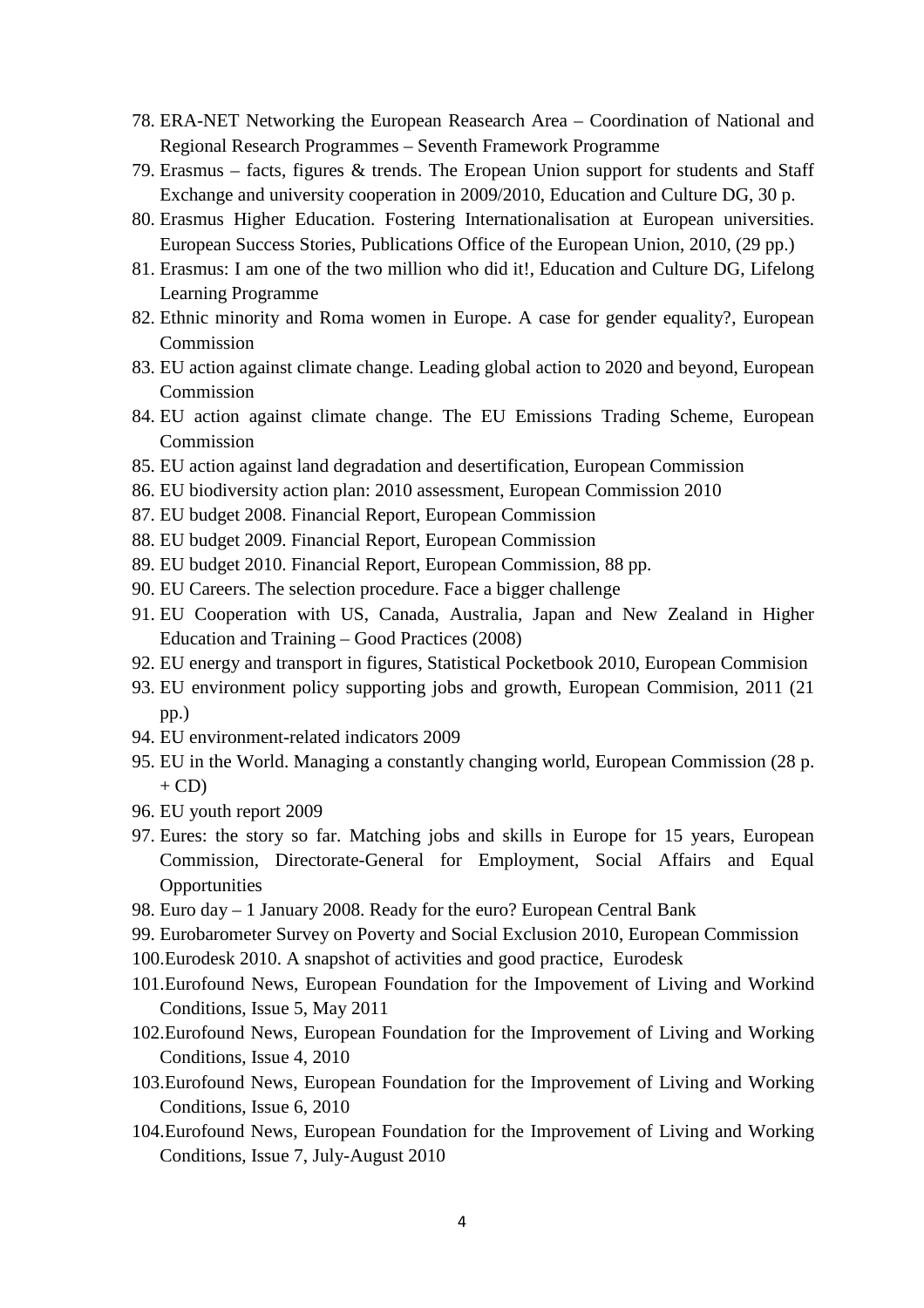78. ERA-NET Networking the European Reasearch Area – Coordination of National and Regional Research Programmes – Seventh Framework Programme
79. Erasmus – facts, figures & trends. The Eropean Union support for students and Staff Exchange and university cooperation in 2009/2010, Education and Culture DG, 30 p.
80. Erasmus Higher Education. Fostering Internationalisation at European universities. European Success Stories, Publications Office of the European Union, 2010, (29 pp.)
81. Erasmus: I am one of the two million who did it!, Education and Culture DG, Lifelong Learning Programme
82. Ethnic minority and Roma women in Europe. A case for gender equality?, European Commission
83. EU action against climate change. Leading global action to 2020 and beyond, European Commission
84. EU action against climate change. The EU Emissions Trading Scheme, European Commission
85. EU action against land degradation and desertification, European Commission
86. EU biodiversity action plan: 2010 assessment, European Commission 2010
87. EU budget 2008. Financial Report, European Commission
88. EU budget 2009. Financial Report, European Commission
89. EU budget 2010. Financial Report, European Commission, 88 pp.
90. EU Careers. The selection procedure. Face a bigger challenge
91. EU Cooperation with US, Canada, Australia, Japan and New Zealand in Higher Education and Training – Good Practices (2008)
92. EU energy and transport in figures, Statistical Pocketbook 2010, European Commision
93. EU environment policy supporting jobs and growth, European Commision, 2011 (21 pp.)
94. EU environment-related indicators 2009
95. EU in the World. Managing a constantly changing world, European Commission (28 p. + CD)
96. EU youth report 2009
97. Eures: the story so far. Matching jobs and skills in Europe for 15 years, European Commission, Directorate-General for Employment, Social Affairs and Equal Opportunities
98. Euro day – 1 January 2008. Ready for the euro? European Central Bank
99. Eurobarometer Survey on Poverty and Social Exclusion 2010, European Commission
100. Eurodesk 2010. A snapshot of activities and good practice, Eurodesk
101. Eurofound News, European Foundation for the Impovement of Living and Workind Conditions, Issue 5, May 2011
102. Eurofound News, European Foundation for the Improvement of Living and Working Conditions, Issue 4, 2010
103. Eurofound News, European Foundation for the Improvement of Living and Working Conditions, Issue 6, 2010
104. Eurofound News, European Foundation for the Improvement of Living and Working Conditions, Issue 7, July-August 2010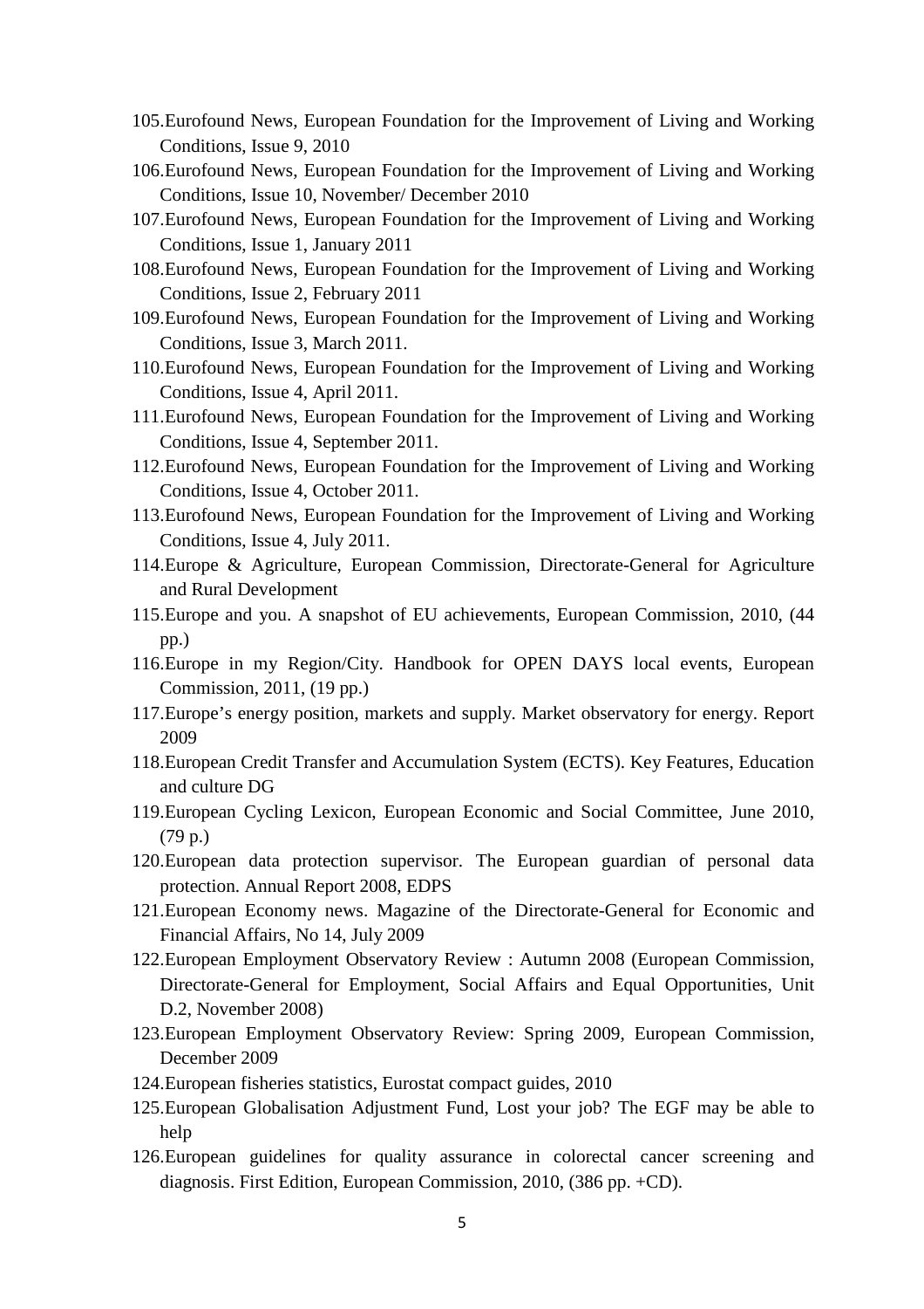105. Eurofound News, European Foundation for the Improvement of Living and Working Conditions, Issue 9, 2010
106. Eurofound News, European Foundation for the Improvement of Living and Working Conditions, Issue 10, November/ December 2010
107. Eurofound News, European Foundation for the Improvement of Living and Working Conditions, Issue 1, January 2011
108. Eurofound News, European Foundation for the Improvement of Living and Working Conditions, Issue 2, February 2011
109. Eurofound News, European Foundation for the Improvement of Living and Working Conditions, Issue 3, March 2011.
110. Eurofound News, European Foundation for the Improvement of Living and Working Conditions, Issue 4, April 2011.
111. Eurofound News, European Foundation for the Improvement of Living and Working Conditions, Issue 4, September 2011.
112. Eurofound News, European Foundation for the Improvement of Living and Working Conditions, Issue 4, October 2011.
113. Eurofound News, European Foundation for the Improvement of Living and Working Conditions, Issue 4, July 2011.
114. Europe & Agriculture, European Commission, Directorate-General for Agriculture and Rural Development
115. Europe and you. A snapshot of EU achievements, European Commission, 2010, (44 pp.)
116. Europe in my Region/City. Handbook for OPEN DAYS local events, European Commission, 2011, (19 pp.)
117. Europe's energy position, markets and supply. Market observatory for energy. Report 2009
118. European Credit Transfer and Accumulation System (ECTS). Key Features, Education and culture DG
119. European Cycling Lexicon, European Economic and Social Committee, June 2010, (79 p.)
120. European data protection supervisor. The European guardian of personal data protection. Annual Report 2008, EDPS
121. European Economy news. Magazine of the Directorate-General for Economic and Financial Affairs, No 14, July 2009
122. European Employment Observatory Review : Autumn 2008 (European Commission, Directorate-General for Employment, Social Affairs and Equal Opportunities, Unit D.2, November 2008)
123. European Employment Observatory Review: Spring 2009, European Commission, December 2009
124. European fisheries statistics, Eurostat compact guides, 2010
125. European Globalisation Adjustment Fund, Lost your job? The EGF may be able to help
126. European guidelines for quality assurance in colorectal cancer screening and diagnosis. First Edition, European Commission, 2010, (386 pp. +CD).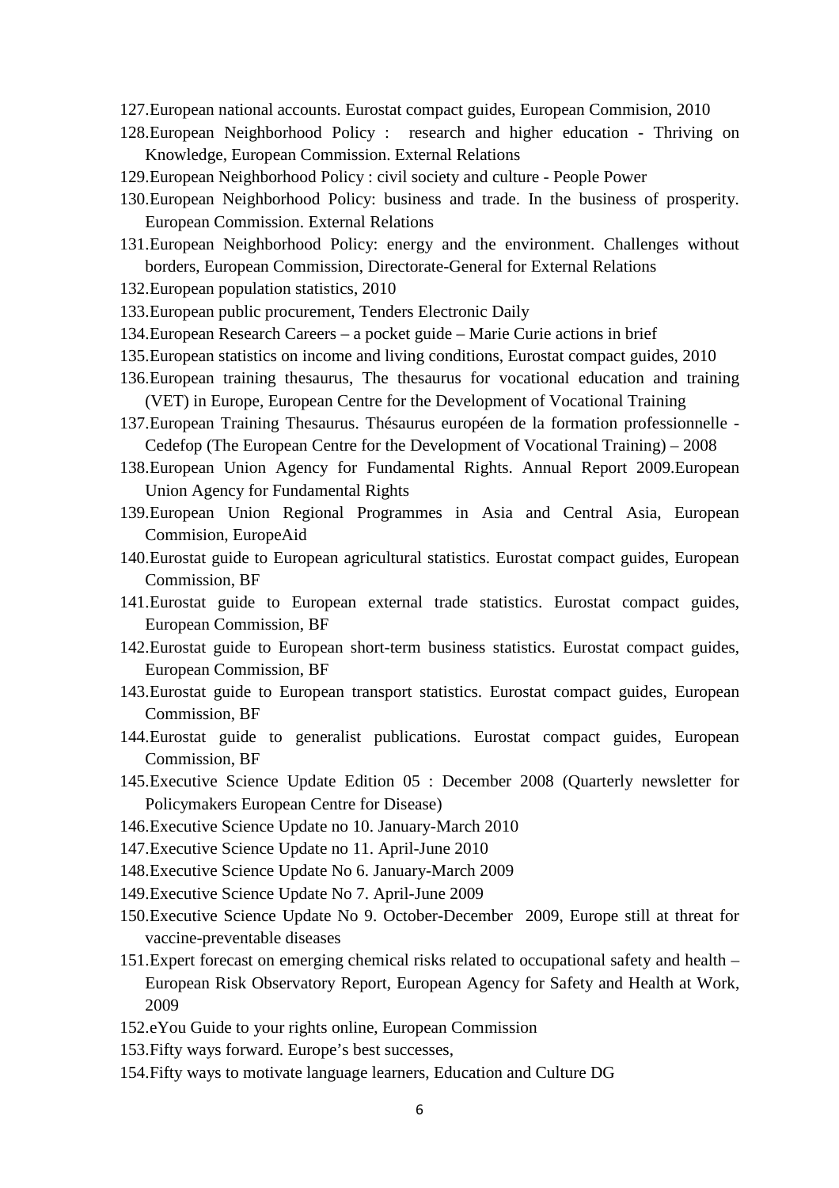127. European national accounts. Eurostat compact guides, European Commision, 2010
128. European Neighborhood Policy : research and higher education - Thriving on Knowledge, European Commission. External Relations
129. European Neighborhood Policy : civil society and culture - People Power
130. European Neighborhood Policy: business and trade. In the business of prosperity. European Commission. External Relations
131. European Neighborhood Policy: energy and the environment. Challenges without borders, European Commission, Directorate-General for External Relations
132. European population statistics, 2010
133. European public procurement, Tenders Electronic Daily
134. European Research Careers – a pocket guide – Marie Curie actions in brief
135. European statistics on income and living conditions, Eurostat compact guides, 2010
136. European training thesaurus, The thesaurus for vocational education and training (VET) in Europe, European Centre for the Development of Vocational Training
137. European Training Thesaurus. Thésaurus européen de la formation professionnelle - Cedefop (The European Centre for the Development of Vocational Training) – 2008
138. European Union Agency for Fundamental Rights. Annual Report 2009.European Union Agency for Fundamental Rights
139. European Union Regional Programmes in Asia and Central Asia, European Commision, EuropeAid
140. Eurostat guide to European agricultural statistics. Eurostat compact guides, European Commission, BF
141. Eurostat guide to European external trade statistics. Eurostat compact guides, European Commission, BF
142. Eurostat guide to European short-term business statistics. Eurostat compact guides, European Commission, BF
143. Eurostat guide to European transport statistics. Eurostat compact guides, European Commission, BF
144. Eurostat guide to generalist publications. Eurostat compact guides, European Commission, BF
145. Executive Science Update Edition 05 : December 2008 (Quarterly newsletter for Policymakers European Centre for Disease)
146. Executive Science Update no 10. January-March 2010
147. Executive Science Update no 11. April-June 2010
148. Executive Science Update No 6. January-March 2009
149. Executive Science Update No 7. April-June 2009
150. Executive Science Update No 9. October-December 2009, Europe still at threat for vaccine-preventable diseases
151. Expert forecast on emerging chemical risks related to occupational safety and health – European Risk Observatory Report, European Agency for Safety and Health at Work, 2009
152. eYou Guide to your rights online, European Commission
153. Fifty ways forward. Europe's best successes,
154. Fifty ways to motivate language learners, Education and Culture DG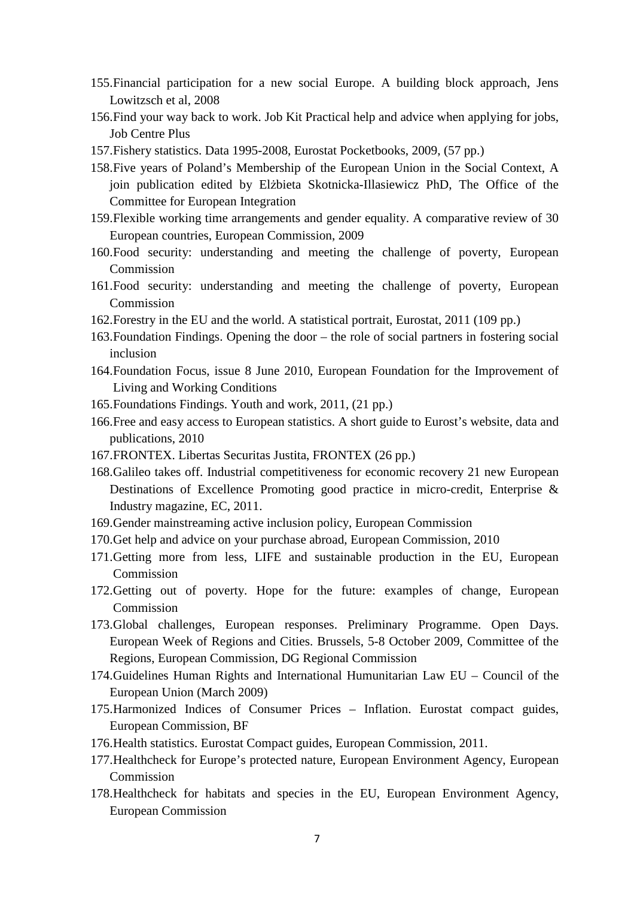155. Financial participation for a new social Europe. A building block approach, Jens Lowitzsch et al, 2008
156. Find your way back to work. Job Kit Practical help and advice when applying for jobs, Job Centre Plus
157. Fishery statistics. Data 1995-2008, Eurostat Pocketbooks, 2009, (57 pp.)
158. Five years of Poland's Membership of the European Union in the Social Context, A join publication edited by Elżbieta Skotnicka-Illasiewicz PhD, The Office of the Committee for European Integration
159. Flexible working time arrangements and gender equality. A comparative review of 30 European countries, European Commission, 2009
160. Food security: understanding and meeting the challenge of poverty, European Commission
161. Food security: understanding and meeting the challenge of poverty, European Commission
162. Forestry in the EU and the world. A statistical portrait, Eurostat, 2011 (109 pp.)
163. Foundation Findings. Opening the door – the role of social partners in fostering social inclusion
164. Foundation Focus, issue 8 June 2010, European Foundation for the Improvement of Living and Working Conditions
165. Foundations Findings. Youth and work, 2011, (21 pp.)
166. Free and easy access to European statistics. A short guide to Eurost's website, data and publications, 2010
167. FRONTEX. Libertas Securitas Justita, FRONTEX (26 pp.)
168. Galileo takes off. Industrial competitiveness for economic recovery 21 new European Destinations of Excellence Promoting good practice in micro-credit, Enterprise & Industry magazine, EC, 2011.
169. Gender mainstreaming active inclusion policy, European Commission
170. Get help and advice on your purchase abroad, European Commission, 2010
171. Getting more from less, LIFE and sustainable production in the EU, European Commission
172. Getting out of poverty. Hope for the future: examples of change, European Commission
173. Global challenges, European responses. Preliminary Programme. Open Days. European Week of Regions and Cities. Brussels, 5-8 October 2009, Committee of the Regions, European Commission, DG Regional Commission
174. Guidelines Human Rights and International Humunitarian Law EU – Council of the European Union (March 2009)
175. Harmonized Indices of Consumer Prices – Inflation. Eurostat compact guides, European Commission, BF
176. Health statistics. Eurostat Compact guides, European Commission, 2011.
177. Healthcheck for Europe's protected nature, European Environment Agency, European Commission
178. Healthcheck for habitats and species in the EU, European Environment Agency, European Commission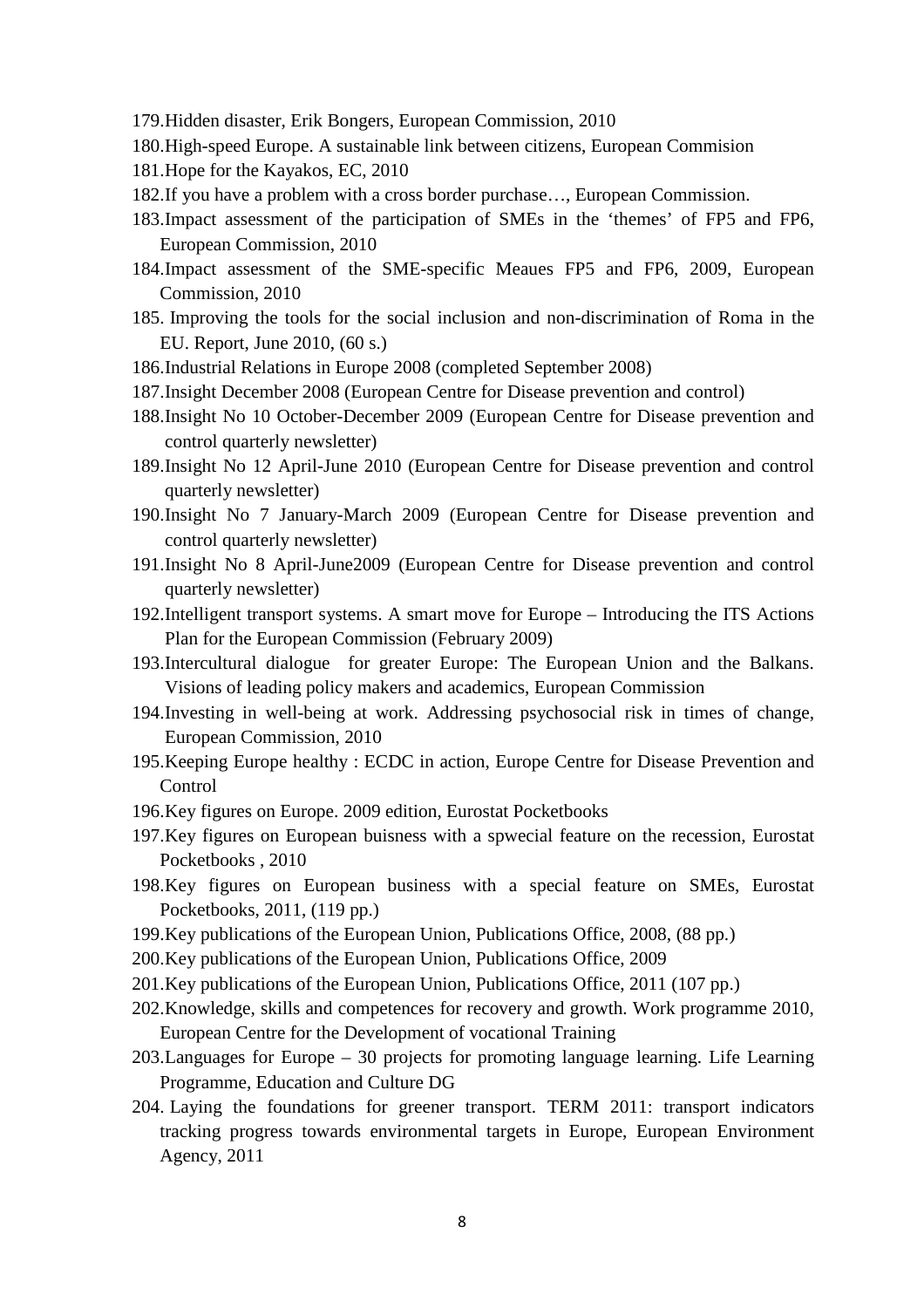179. Hidden disaster, Erik Bongers, European Commission, 2010
180. High-speed Europe. A sustainable link between citizens, European Commision
181. Hope for the Kayakos, EC, 2010
182. If you have a problem with a cross border purchase…, European Commission.
183. Impact assessment of the participation of SMEs in the 'themes' of FP5 and FP6, European Commission, 2010
184. Impact assessment of the SME-specific Meaues FP5 and FP6, 2009, European Commission, 2010
185. Improving the tools for the social inclusion and non-discrimination of Roma in the EU. Report, June 2010, (60 s.)
186. Industrial Relations in Europe 2008 (completed September 2008)
187. Insight December 2008 (European Centre for Disease prevention and control)
188. Insight No 10 October-December 2009 (European Centre for Disease prevention and control quarterly newsletter)
189. Insight No 12 April-June 2010 (European Centre for Disease prevention and control quarterly newsletter)
190. Insight No 7 January-March 2009 (European Centre for Disease prevention and control quarterly newsletter)
191. Insight No 8 April-June2009 (European Centre for Disease prevention and control quarterly newsletter)
192. Intelligent transport systems. A smart move for Europe – Introducing the ITS Actions Plan for the European Commission (February 2009)
193. Intercultural dialogue for greater Europe: The European Union and the Balkans. Visions of leading policy makers and academics, European Commission
194. Investing in well-being at work. Addressing psychosocial risk in times of change, European Commission, 2010
195. Keeping Europe healthy : ECDC in action, Europe Centre for Disease Prevention and Control
196. Key figures on Europe. 2009 edition, Eurostat Pocketbooks
197. Key figures on European buisness with a spwecial feature on the recession, Eurostat Pocketbooks , 2010
198. Key figures on European business with a special feature on SMEs, Eurostat Pocketbooks, 2011, (119 pp.)
199. Key publications of the European Union, Publications Office, 2008, (88 pp.)
200. Key publications of the European Union, Publications Office, 2009
201. Key publications of the European Union, Publications Office, 2011 (107 pp.)
202. Knowledge, skills and competences for recovery and growth. Work programme 2010, European Centre for the Development of vocational Training
203. Languages for Europe – 30 projects for promoting language learning. Life Learning Programme, Education and Culture DG
204. Laying the foundations for greener transport. TERM 2011: transport indicators tracking progress towards environmental targets in Europe, European Environment Agency, 2011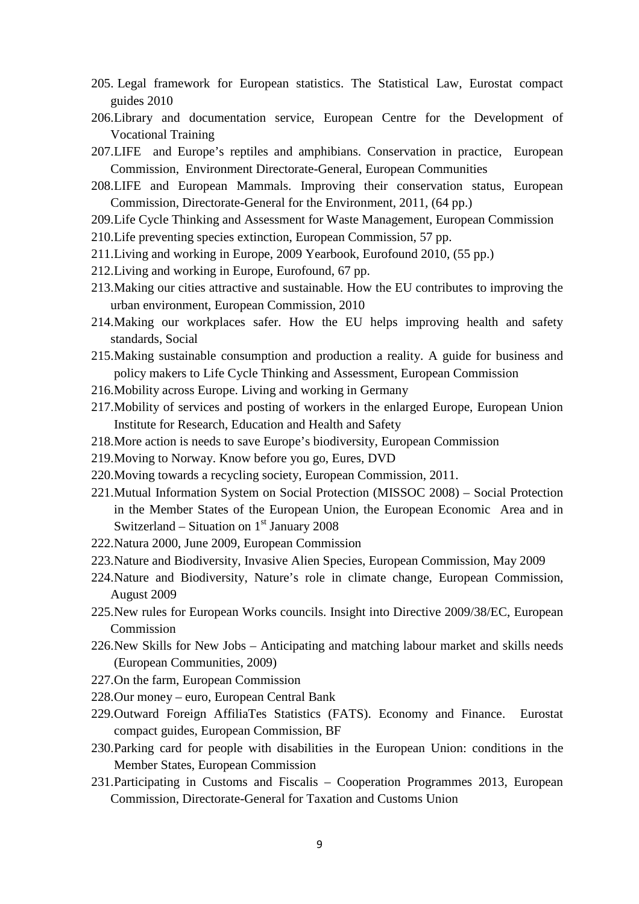205. Legal framework for European statistics. The Statistical Law, Eurostat compact guides 2010
206. Library and documentation service, European Centre for the Development of Vocational Training
207. LIFE and Europe's reptiles and amphibians. Conservation in practice, European Commission, Environment Directorate-General, European Communities
208. LIFE and European Mammals. Improving their conservation status, European Commission, Directorate-General for the Environment, 2011, (64 pp.)
209. Life Cycle Thinking and Assessment for Waste Management, European Commission
210. Life preventing species extinction, European Commission, 57 pp.
211. Living and working in Europe, 2009 Yearbook, Eurofound 2010, (55 pp.)
212. Living and working in Europe, Eurofound, 67 pp.
213. Making our cities attractive and sustainable. How the EU contributes to improving the urban environment, European Commission, 2010
214. Making our workplaces safer. How the EU helps improving health and safety standards, Social
215. Making sustainable consumption and production a reality. A guide for business and policy makers to Life Cycle Thinking and Assessment, European Commission
216. Mobility across Europe. Living and working in Germany
217. Mobility of services and posting of workers in the enlarged Europe, European Union Institute for Research, Education and Health and Safety
218. More action is needs to save Europe's biodiversity, European Commission
219. Moving to Norway. Know before you go, Eures, DVD
220. Moving towards a recycling society, European Commission, 2011.
221. Mutual Information System on Social Protection (MISSOC 2008) – Social Protection in the Member States of the European Union, the European Economic Area and in Switzerland – Situation on 1st January 2008
222. Natura 2000, June 2009, European Commission
223. Nature and Biodiversity, Invasive Alien Species, European Commission, May 2009
224. Nature and Biodiversity, Nature's role in climate change, European Commission, August 2009
225. New rules for European Works councils. Insight into Directive 2009/38/EC, European Commission
226. New Skills for New Jobs – Anticipating and matching labour market and skills needs (European Communities, 2009)
227. On the farm, European Commission
228. Our money – euro, European Central Bank
229. Outward Foreign AffiliaTes Statistics (FATS). Economy and Finance. Eurostat compact guides, European Commission, BF
230. Parking card for people with disabilities in the European Union: conditions in the Member States, European Commission
231. Participating in Customs and Fiscalis – Cooperation Programmes 2013, European Commission, Directorate-General for Taxation and Customs Union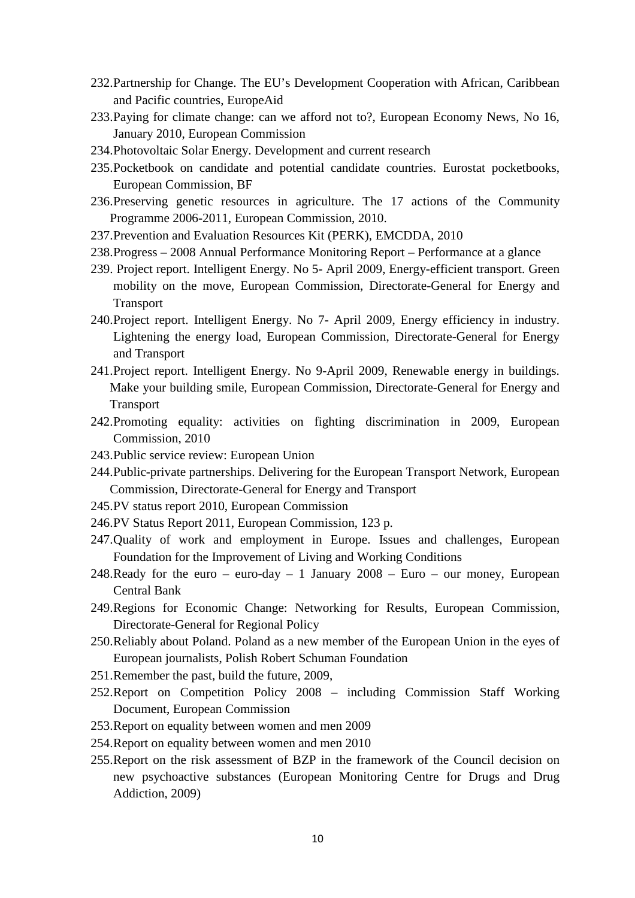232. Partnership for Change. The EU's Development Cooperation with African, Caribbean and Pacific countries, EuropeAid
233. Paying for climate change: can we afford not to?, European Economy News, No 16, January 2010, European Commission
234. Photovoltaic Solar Energy. Development and current research
235. Pocketbook on candidate and potential candidate countries. Eurostat pocketbooks, European Commission, BF
236. Preserving genetic resources in agriculture. The 17 actions of the Community Programme 2006-2011, European Commission, 2010.
237. Prevention and Evaluation Resources Kit (PERK), EMCDDA, 2010
238. Progress – 2008 Annual Performance Monitoring Report – Performance at a glance
239. Project report. Intelligent Energy. No 5- April 2009, Energy-efficient transport. Green mobility on the move, European Commission, Directorate-General for Energy and Transport
240. Project report. Intelligent Energy. No 7- April 2009, Energy efficiency in industry. Lightening the energy load, European Commission, Directorate-General for Energy and Transport
241. Project report. Intelligent Energy. No 9-April 2009, Renewable energy in buildings. Make your building smile, European Commission, Directorate-General for Energy and Transport
242. Promoting equality: activities on fighting discrimination in 2009, European Commission, 2010
243. Public service review: European Union
244. Public-private partnerships. Delivering for the European Transport Network, European Commission, Directorate-General for Energy and Transport
245. PV status report 2010, European Commission
246. PV Status Report 2011, European Commission, 123 p.
247. Quality of work and employment in Europe. Issues and challenges, European Foundation for the Improvement of Living and Working Conditions
248. Ready for the euro – euro-day – 1 January 2008 – Euro – our money, European Central Bank
249. Regions for Economic Change: Networking for Results, European Commission, Directorate-General for Regional Policy
250. Reliably about Poland. Poland as a new member of the European Union in the eyes of European journalists, Polish Robert Schuman Foundation
251. Remember the past, build the future, 2009,
252. Report on Competition Policy 2008 – including Commission Staff Working Document, European Commission
253. Report on equality between women and men 2009
254. Report on equality between women and men 2010
255. Report on the risk assessment of BZP in the framework of the Council decision on new psychoactive substances (European Monitoring Centre for Drugs and Drug Addiction, 2009)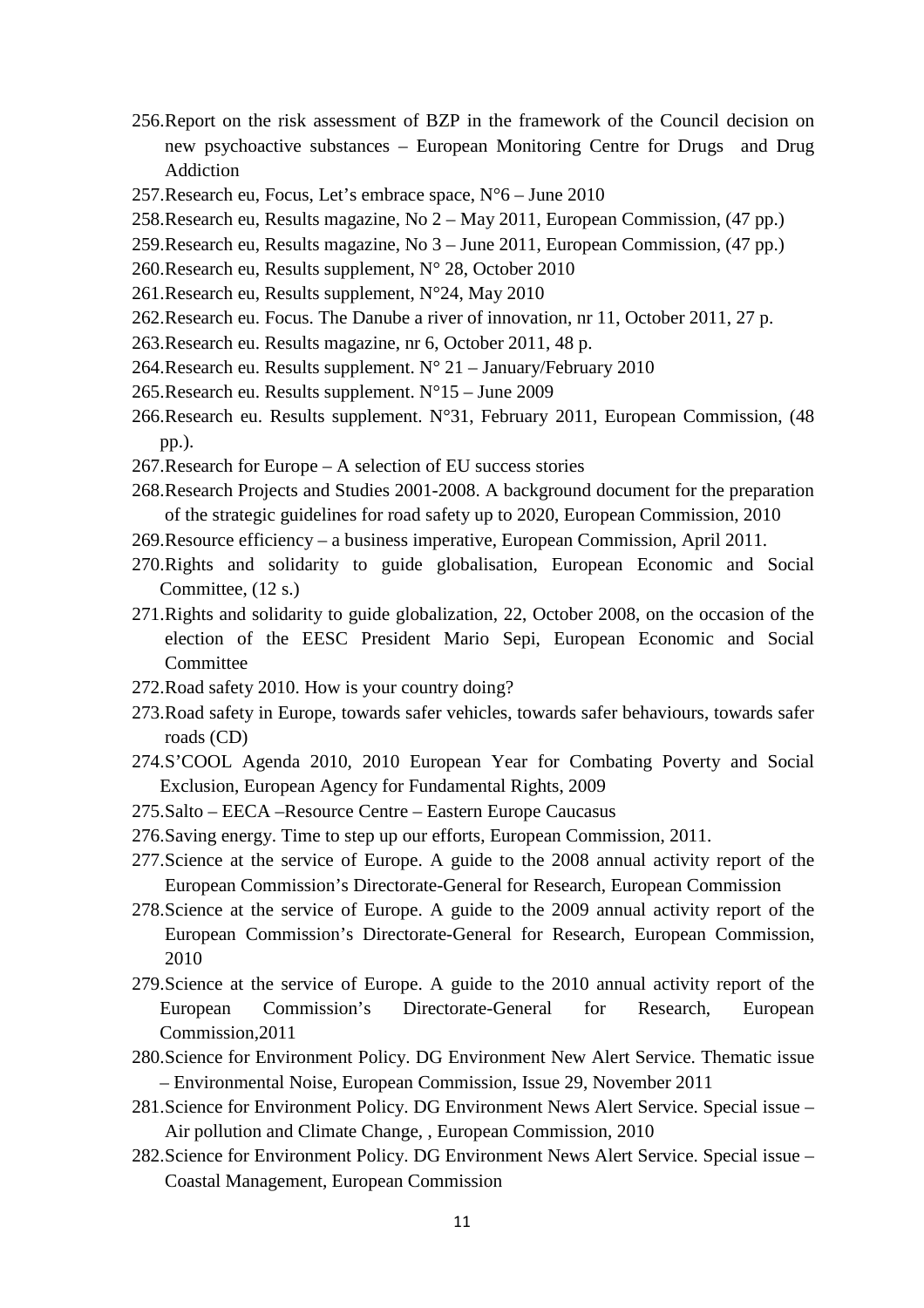256. Report on the risk assessment of BZP in the framework of the Council decision on new psychoactive substances – European Monitoring Centre for Drugs and Drug Addiction
257. Research eu, Focus, Let's embrace space, N°6 – June 2010
258. Research eu, Results magazine, No 2 – May 2011, European Commission, (47 pp.)
259. Research eu, Results magazine, No 3 – June 2011, European Commission, (47 pp.)
260. Research eu, Results supplement, N° 28, October 2010
261. Research eu, Results supplement, N°24, May 2010
262. Research eu. Focus. The Danube a river of innovation, nr 11, October 2011, 27 p.
263. Research eu. Results magazine, nr 6, October 2011, 48 p.
264. Research eu. Results supplement. N° 21 – January/February 2010
265. Research eu. Results supplement. N°15 – June 2009
266. Research eu. Results supplement. N°31, February 2011, European Commission, (48 pp.).
267. Research for Europe – A selection of EU success stories
268. Research Projects and Studies 2001-2008. A background document for the preparation of the strategic guidelines for road safety up to 2020, European Commission, 2010
269. Resource efficiency – a business imperative, European Commission, April 2011.
270. Rights and solidarity to guide globalisation, European Economic and Social Committee, (12 s.)
271. Rights and solidarity to guide globalization, 22, October 2008, on the occasion of the election of the EESC President Mario Sepi, European Economic and Social Committee
272. Road safety 2010. How is your country doing?
273. Road safety in Europe, towards safer vehicles, towards safer behaviours, towards safer roads (CD)
274. S'COOL Agenda 2010, 2010 European Year for Combating Poverty and Social Exclusion, European Agency for Fundamental Rights, 2009
275. Salto – EECA –Resource Centre – Eastern Europe Caucasus
276. Saving energy. Time to step up our efforts, European Commission, 2011.
277. Science at the service of Europe. A guide to the 2008 annual activity report of the European Commission's Directorate-General for Research, European Commission
278. Science at the service of Europe. A guide to the 2009 annual activity report of the European Commission's Directorate-General for Research, European Commission, 2010
279. Science at the service of Europe. A guide to the 2010 annual activity report of the European Commission's Directorate-General for Research, European Commission,2011
280. Science for Environment Policy. DG Environment New Alert Service. Thematic issue – Environmental Noise, European Commission, Issue 29, November 2011
281. Science for Environment Policy. DG Environment News Alert Service. Special issue – Air pollution and Climate Change, , European Commission, 2010
282. Science for Environment Policy. DG Environment News Alert Service. Special issue – Coastal Management, European Commission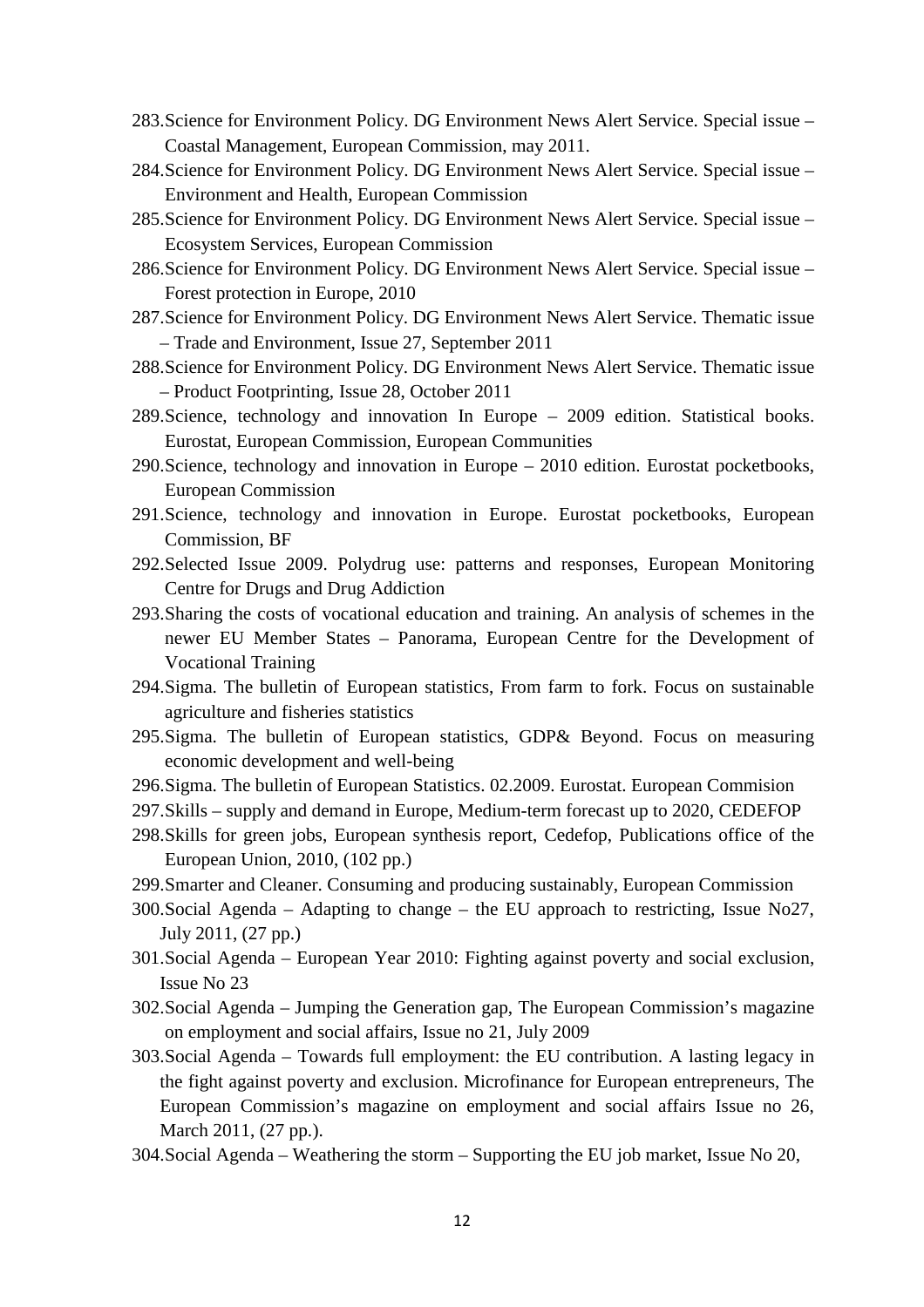283. Science for Environment Policy. DG Environment News Alert Service. Special issue – Coastal Management, European Commission, may 2011.
284. Science for Environment Policy. DG Environment News Alert Service. Special issue – Environment and Health, European Commission
285. Science for Environment Policy. DG Environment News Alert Service. Special issue – Ecosystem Services, European Commission
286. Science for Environment Policy. DG Environment News Alert Service. Special issue – Forest protection in Europe, 2010
287. Science for Environment Policy. DG Environment News Alert Service. Thematic issue – Trade and Environment, Issue 27, September 2011
288. Science for Environment Policy. DG Environment News Alert Service. Thematic issue – Product Footprinting, Issue 28, October 2011
289. Science, technology and innovation In Europe – 2009 edition. Statistical books. Eurostat, European Commission, European Communities
290. Science, technology and innovation in Europe – 2010 edition. Eurostat pocketbooks, European Commission
291. Science, technology and innovation in Europe. Eurostat pocketbooks, European Commission, BF
292. Selected Issue 2009. Polydrug use: patterns and responses, European Monitoring Centre for Drugs and Drug Addiction
293. Sharing the costs of vocational education and training. An analysis of schemes in the newer EU Member States – Panorama, European Centre for the Development of Vocational Training
294. Sigma. The bulletin of European statistics, From farm to fork. Focus on sustainable agriculture and fisheries statistics
295. Sigma. The bulletin of European statistics, GDP& Beyond. Focus on measuring economic development and well-being
296. Sigma. The bulletin of European Statistics. 02.2009. Eurostat. European Commision
297. Skills – supply and demand in Europe, Medium-term forecast up to 2020, CEDEFOP
298. Skills for green jobs, European synthesis report, Cedefop, Publications office of the European Union, 2010, (102 pp.)
299. Smarter and Cleaner. Consuming and producing sustainably, European Commission
300. Social Agenda – Adapting to change – the EU approach to restricting, Issue No27, July 2011, (27 pp.)
301. Social Agenda – European Year 2010: Fighting against poverty and social exclusion, Issue No 23
302. Social Agenda – Jumping the Generation gap, The European Commission's magazine on employment and social affairs, Issue no 21, July 2009
303. Social Agenda – Towards full employment: the EU contribution. A lasting legacy in the fight against poverty and exclusion. Microfinance for European entrepreneurs, The European Commission's magazine on employment and social affairs Issue no 26, March 2011, (27 pp.).
304. Social Agenda – Weathering the storm – Supporting the EU job market, Issue No 20,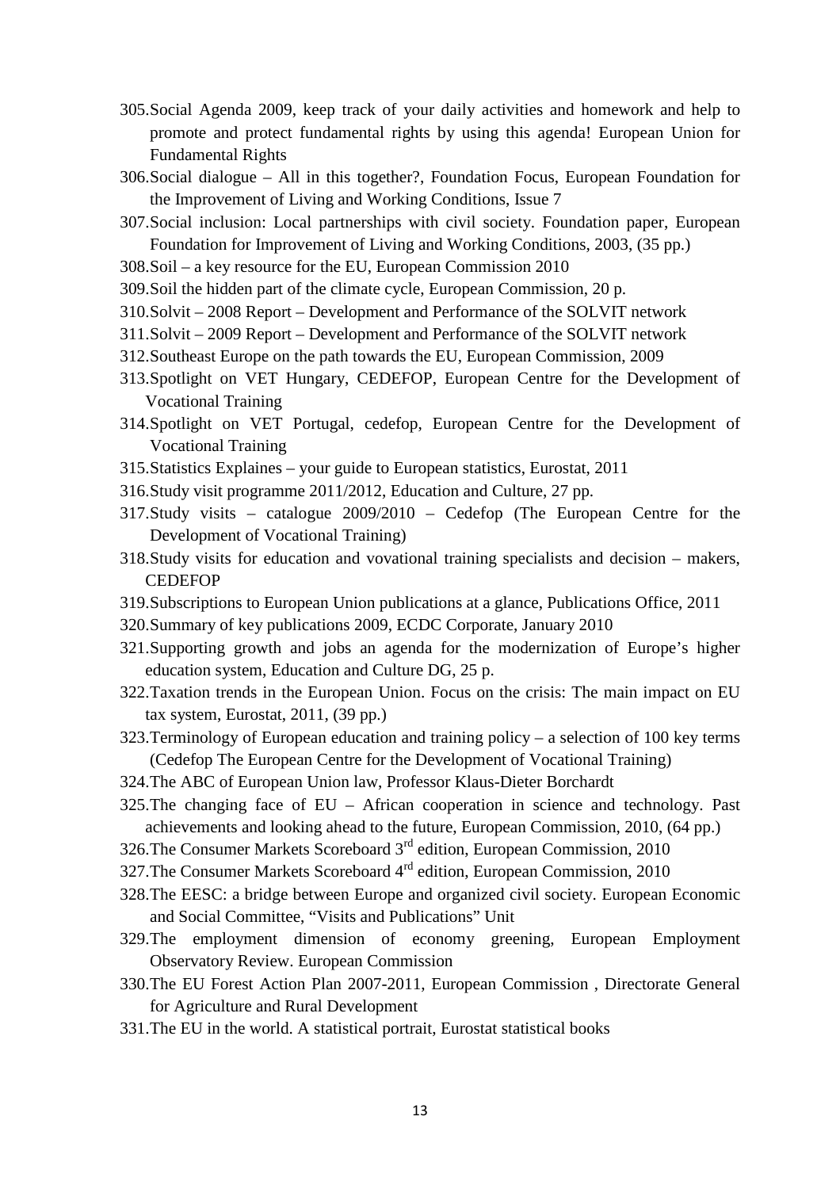305. Social Agenda 2009, keep track of your daily activities and homework and help to promote and protect fundamental rights by using this agenda! European Union for Fundamental Rights
306. Social dialogue – All in this together?, Foundation Focus, European Foundation for the Improvement of Living and Working Conditions, Issue 7
307. Social inclusion: Local partnerships with civil society. Foundation paper, European Foundation for Improvement of Living and Working Conditions, 2003, (35 pp.)
308. Soil – a key resource for the EU, European Commission 2010
309. Soil the hidden part of the climate cycle, European Commission, 20 p.
310. Solvit – 2008 Report – Development and Performance of the SOLVIT network
311. Solvit – 2009 Report – Development and Performance of the SOLVIT network
312. Southeast Europe on the path towards the EU, European Commission, 2009
313. Spotlight on VET Hungary, CEDEFOP, European Centre for the Development of Vocational Training
314. Spotlight on VET Portugal, cedefop, European Centre for the Development of Vocational Training
315. Statistics Explaines – your guide to European statistics, Eurostat, 2011
316. Study visit programme 2011/2012, Education and Culture, 27 pp.
317. Study visits – catalogue 2009/2010 – Cedefop (The European Centre for the Development of Vocational Training)
318. Study visits for education and vovational training specialists and decision – makers, CEDEFOP
319. Subscriptions to European Union publications at a glance, Publications Office, 2011
320. Summary of key publications 2009, ECDC Corporate, January 2010
321. Supporting growth and jobs an agenda for the modernization of Europe's higher education system, Education and Culture DG, 25 p.
322. Taxation trends in the European Union. Focus on the crisis: The main impact on EU tax system, Eurostat, 2011, (39 pp.)
323. Terminology of European education and training policy – a selection of 100 key terms (Cedefop The European Centre for the Development of Vocational Training)
324. The ABC of European Union law, Professor Klaus-Dieter Borchardt
325. The changing face of EU – African cooperation in science and technology. Past achievements and looking ahead to the future, European Commission, 2010, (64 pp.)
326. The Consumer Markets Scoreboard 3rd edition, European Commission, 2010
327. The Consumer Markets Scoreboard 4rd edition, European Commission, 2010
328. The EESC: a bridge between Europe and organized civil society. European Economic and Social Committee, "Visits and Publications" Unit
329. The employment dimension of economy greening, European Employment Observatory Review. European Commission
330. The EU Forest Action Plan 2007-2011, European Commission , Directorate General for Agriculture and Rural Development
331. The EU in the world. A statistical portrait, Eurostat statistical books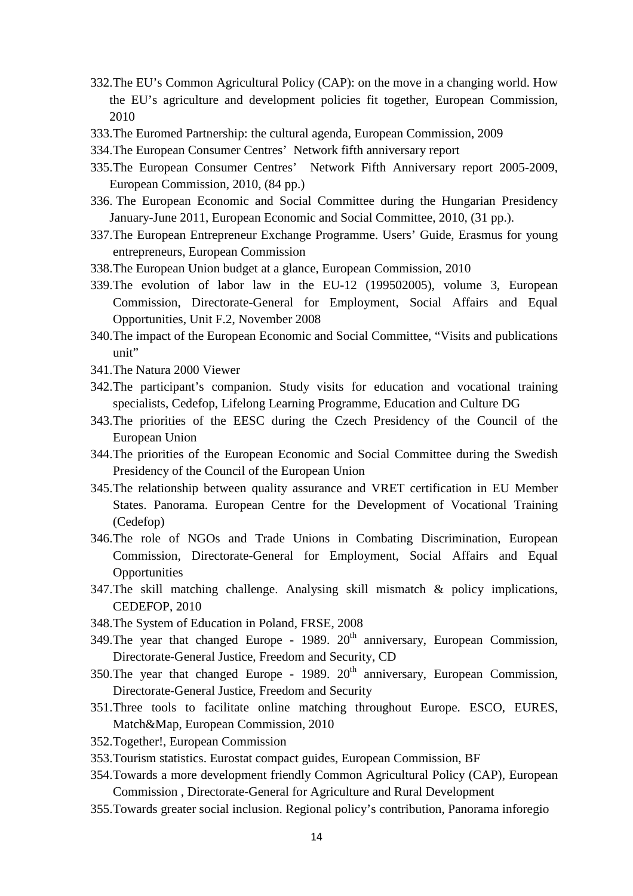332. The EU's Common Agricultural Policy (CAP): on the move in a changing world. How the EU's agriculture and development policies fit together, European Commission, 2010
333. The Euromed Partnership: the cultural agenda, European Commission, 2009
334. The European Consumer Centres' Network fifth anniversary report
335. The European Consumer Centres' Network Fifth Anniversary report 2005-2009, European Commission, 2010, (84 pp.)
336. The European Economic and Social Committee during the Hungarian Presidency January-June 2011, European Economic and Social Committee, 2010, (31 pp.).
337. The European Entrepreneur Exchange Programme. Users' Guide, Erasmus for young entrepreneurs, European Commission
338. The European Union budget at a glance, European Commission, 2010
339. The evolution of labor law in the EU-12 (199502005), volume 3, European Commission, Directorate-General for Employment, Social Affairs and Equal Opportunities, Unit F.2, November 2008
340. The impact of the European Economic and Social Committee, "Visits and publications unit"
341. The Natura 2000 Viewer
342. The participant's companion. Study visits for education and vocational training specialists, Cedefop, Lifelong Learning Programme, Education and Culture DG
343. The priorities of the EESC during the Czech Presidency of the Council of the European Union
344. The priorities of the European Economic and Social Committee during the Swedish Presidency of the Council of the European Union
345. The relationship between quality assurance and VRET certification in EU Member States. Panorama. European Centre for the Development of Vocational Training (Cedefop)
346. The role of NGOs and Trade Unions in Combating Discrimination, European Commission, Directorate-General for Employment, Social Affairs and Equal Opportunities
347. The skill matching challenge. Analysing skill mismatch & policy implications, CEDEFOP, 2010
348. The System of Education in Poland, FRSE, 2008
349. The year that changed Europe - 1989. 20th anniversary, European Commission, Directorate-General Justice, Freedom and Security, CD
350. The year that changed Europe - 1989. 20th anniversary, European Commission, Directorate-General Justice, Freedom and Security
351. Three tools to facilitate online matching throughout Europe. ESCO, EURES, Match&Map, European Commission, 2010
352. Together!, European Commission
353. Tourism statistics. Eurostat compact guides, European Commission, BF
354. Towards a more development friendly Common Agricultural Policy (CAP), European Commission , Directorate-General for Agriculture and Rural Development
355. Towards greater social inclusion. Regional policy's contribution, Panorama inforegio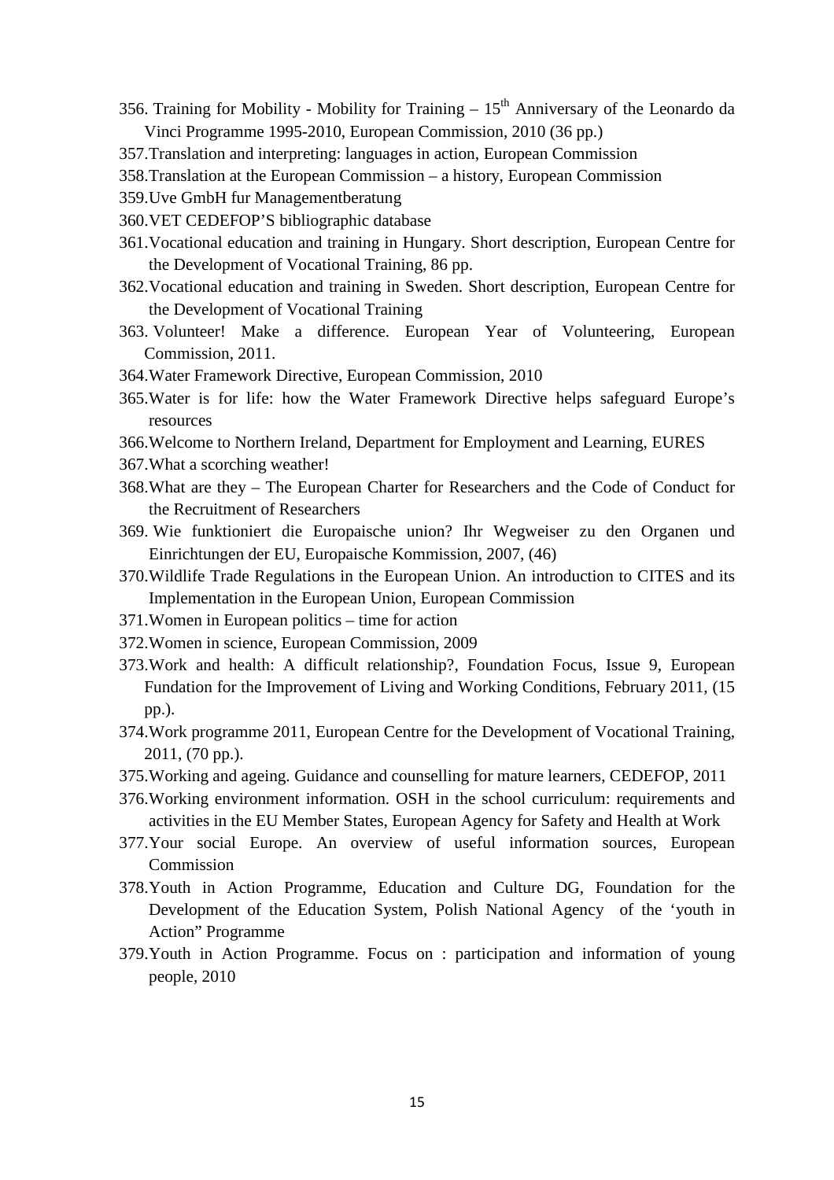356. Training for Mobility - Mobility for Training – 15th Anniversary of the Leonardo da Vinci Programme 1995-2010, European Commission, 2010 (36 pp.)
357. Translation and interpreting: languages in action, European Commission
358. Translation at the European Commission – a history, European Commission
359. Uve GmbH fur Managementberatung
360. VET CEDEFOP'S bibliographic database
361. Vocational education and training in Hungary. Short description, European Centre for the Development of Vocational Training, 86 pp.
362. Vocational education and training in Sweden. Short description, European Centre for the Development of Vocational Training
363. Volunteer! Make a difference. European Year of Volunteering, European Commission, 2011.
364. Water Framework Directive, European Commission, 2010
365. Water is for life: how the Water Framework Directive helps safeguard Europe's resources
366. Welcome to Northern Ireland, Department for Employment and Learning, EURES
367. What a scorching weather!
368. What are they – The European Charter for Researchers and the Code of Conduct for the Recruitment of Researchers
369. Wie funktioniert die Europaische union? Ihr Wegweiser zu den Organen und Einrichtungen der EU, Europaische Kommission, 2007, (46)
370. Wildlife Trade Regulations in the European Union. An introduction to CITES and its Implementation in the European Union, European Commission
371. Women in European politics – time for action
372. Women in science, European Commission, 2009
373. Work and health: A difficult relationship?, Foundation Focus, Issue 9, European Fundation for the Improvement of Living and Working Conditions, February 2011, (15 pp.).
374. Work programme 2011, European Centre for the Development of Vocational Training, 2011, (70 pp.).
375. Working and ageing. Guidance and counselling for mature learners, CEDEFOP, 2011
376. Working environment information. OSH in the school curriculum: requirements and activities in the EU Member States, European Agency for Safety and Health at Work
377. Your social Europe. An overview of useful information sources, European Commission
378. Youth in Action Programme, Education and Culture DG, Foundation for the Development of the Education System, Polish National Agency of the 'youth in Action" Programme
379. Youth in Action Programme. Focus on : participation and information of young people, 2010